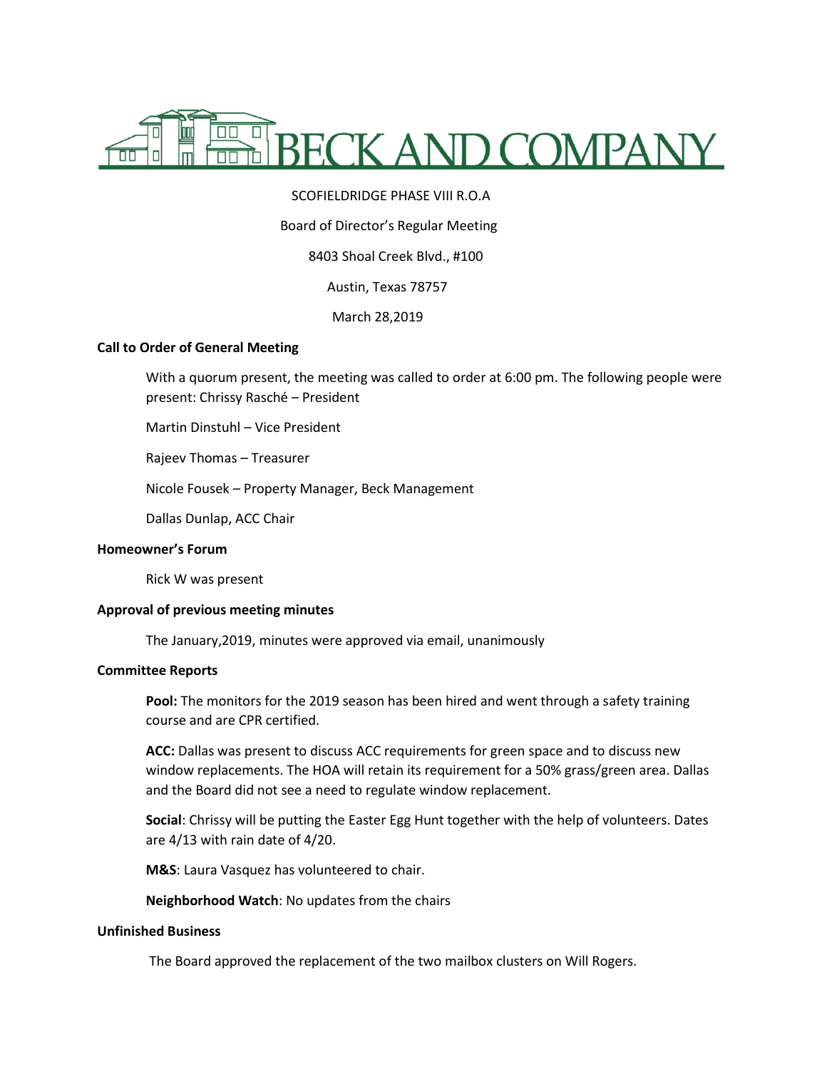# BECK AND COMPANY

SCOFIELDRIDGE PHASE VIII R.O.A

Board of Director's Regular Meeting

8403 Shoal Creek Blvd., #100

Austin, Texas 78757

March 28,2019

**Call to Order of General Meeting**

With a quorum present, the meeting was called to order at 6:00 pm. The following people were present: Chrissy Rasché – President

Martin Dinstuhl – Vice President

Rajeev Thomas – Treasurer

Nicole Fousek – Property Manager, Beck Management

Dallas Dunlap, ACC Chair

**Homeowner's Forum**

Rick W was present

**Approval of previous meeting minutes**

The January,2019, minutes were approved via email, unanimously

**Committee Reports**

**Pool:** The monitors for the 2019 season has been hired and went through a safety training course and are CPR certified.

**ACC:** Dallas was present to discuss ACC requirements for green space and to discuss new window replacements. The HOA will retain its requirement for a 50% grass/green area. Dallas and the Board did not see a need to regulate window replacement.

**Social**: Chrissy will be putting the Easter Egg Hunt together with the help of volunteers. Dates are 4/13 with rain date of 4/20.

**M&S**: Laura Vasquez has volunteered to chair.

**Neighborhood Watch**: No updates from the chairs

**Unfinished Business**

The Board approved the replacement of the two mailbox clusters on Will Rogers.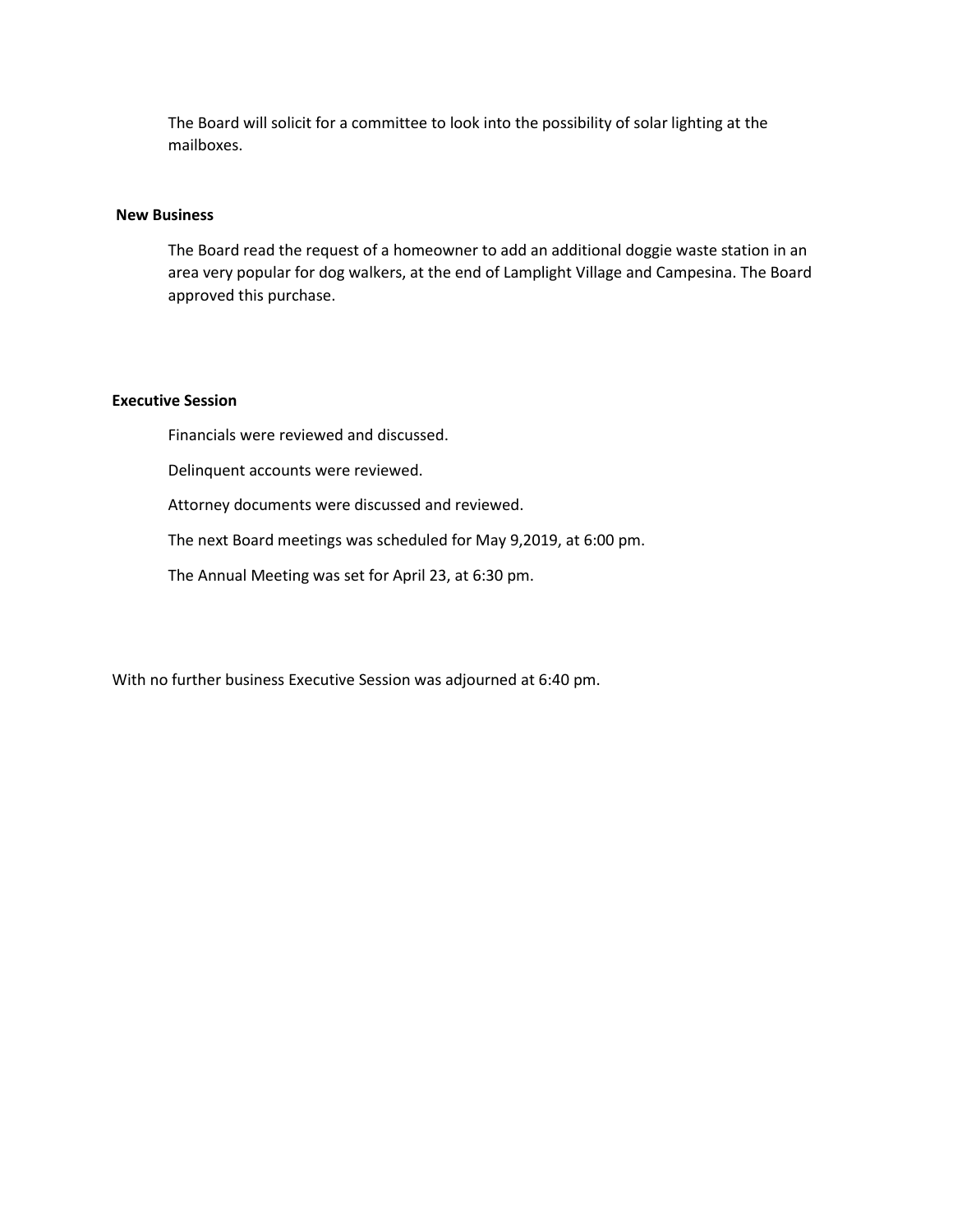The Board will solicit for a committee to look into the possibility of solar lighting at the mailboxes.

**New Business**

The Board read the request of a homeowner to add an additional doggie waste station in an area very popular for dog walkers, at the end of Lamplight Village and Campesina. The Board approved this purchase.

**Executive Session**

Financials were reviewed and discussed.

Delinquent accounts were reviewed.

Attorney documents were discussed and reviewed.

The next Board meetings was scheduled for May 9,2019, at 6:00 pm.

The Annual Meeting was set for April 23, at 6:30 pm.

With no further business Executive Session was adjourned at 6:40 pm.